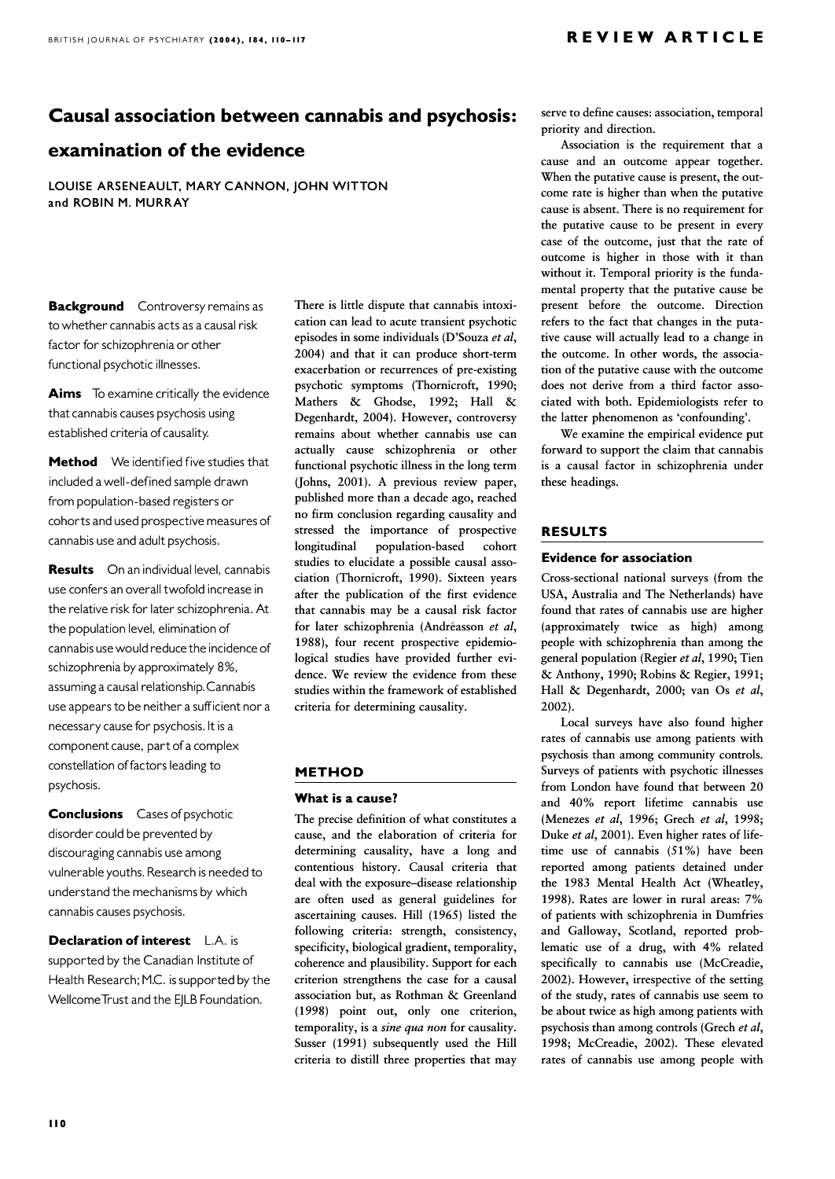# Causal association between cannabis and psychosis: examination of the evidence

LOUISE ARSENEAULT, MARY CANNON, JOHN WITTON and ROBIN M. MURRAY

**Background** Controversy remains as to whether cannabis acts as a causal risk factor for schizophrenia or other functional psychotic illnesses.

**Aims** To examine critically the evidence that cannabis causes psychosis using established criteria of causality.

**Method** We identified five studies that included a well-defined sample drawn from population-based registers or cohorts and used prospective measures of cannabis use and adult psychosis.

**Results** On an individual level, cannabis use confers an overall twofold increase in the relative risk for later schizophrenia. At the population level, elimination of cannabis use would reduce the incidence of schizophrenia by approximately 8%, assuming a causal relationship. Cannabis use appears to be neither a sufficient nor a necessary cause for psychosis. It is a component cause, part of a complex constellation of factors leading to psychosis.

**Conclusions** Cases of psychotic disorder could be prevented by discouraging cannabis use among vulnerable youths. Research is needed to understand the mechanisms by which cannabis causes psychosis.

**Declaration of interest** L.A. is supported by the Canadian Institute of Health Research; M.C. is supported by the Wellcome Trust and the EJLB Foundation.

There is little dispute that cannabis intoxication can lead to acute transient psychotic episodes in some individuals (D'Souza *et al*, 2004) and that it can produce short-term exacerbation or recurrences of pre-existing psychotic symptoms (Thornicroft, 1990; Mathers & Ghodse, 1992; Hall & Degenhardt, 2004). However, controversy remains about whether cannabis use can actually cause schizophrenia or other functional psychotic illness in the long term (Johns, 2001). A previous review paper, published more than a decade ago, reached no firm conclusion regarding causality and stressed the importance of prospective longitudinal population-based cohort studies to elucidate a possible causal association (Thornicroft, 1990). Sixteen years after the publication of the first evidence that cannabis may be a causal risk factor for later schizophrenia (Andréasson *et al*, 1988), four recent prospective epidemiological studies have provided further evidence. We review the evidence from these studies within the framework of established criteria for determining causality.

## METHOD

### What is a cause?

The precise definition of what constitutes a cause, and the elaboration of criteria for determining causality, have a long and contentious history. Causal criteria that deal with the exposure–disease relationship are often used as general guidelines for ascertaining causes. Hill (1965) listed the following criteria: strength, consistency, specificity, biological gradient, temporality, coherence and plausibility. Support for each criterion strengthens the case for a causal association but, as Rothman & Greenland (1998) point out, only one criterion, temporality, is a *sine qua non* for causality. Susser (1991) subsequently used the Hill criteria to distill three properties that may serve to define causes: association, temporal priority and direction.

Association is the requirement that a cause and an outcome appear together. When the putative cause is present, the outcome rate is higher than when the putative cause is absent. There is no requirement for the putative cause to be present in every case of the outcome, just that the rate of outcome is higher in those with it than without it. Temporal priority is the fundamental property that the putative cause be present before the outcome. Direction refers to the fact that changes in the putative cause will actually lead to a change in the outcome. In other words, the association of the putative cause with the outcome does not derive from a third factor associated with both. Epidemiologists refer to the latter phenomenon as 'confounding'.

We examine the empirical evidence put forward to support the claim that cannabis is a causal factor in schizophrenia under these headings.

## RESULTS

### Evidence for association

Cross-sectional national surveys (from the USA, Australia and The Netherlands) have found that rates of cannabis use are higher (approximately twice as high) among people with schizophrenia than among the general population (Regier *et al*, 1990; Tien & Anthony, 1990; Robins & Regier, 1991; Hall & Degenhardt, 2000; van Os *et al*, 2002).

Local surveys have also found higher rates of cannabis use among patients with psychosis than among community controls. Surveys of patients with psychotic illnesses from London have found that between 20 and 40% report lifetime cannabis use (Menezes *et al*, 1996; Grech *et al*, 1998; Duke *et al*, 2001). Even higher rates of lifetime use of cannabis (51%) have been reported among patients detained under the 1983 Mental Health Act (Wheatley, 1998). Rates are lower in rural areas: 7% of patients with schizophrenia in Dumfries and Galloway, Scotland, reported problematic use of a drug, with 4% related specifically to cannabis use (McCreadie, 2002). However, irrespective of the setting of the study, rates of cannabis use seem to be about twice as high among patients with psychosis than among controls (Grech *et al*, 1998; McCreadie, 2002). These elevated rates of cannabis use among people with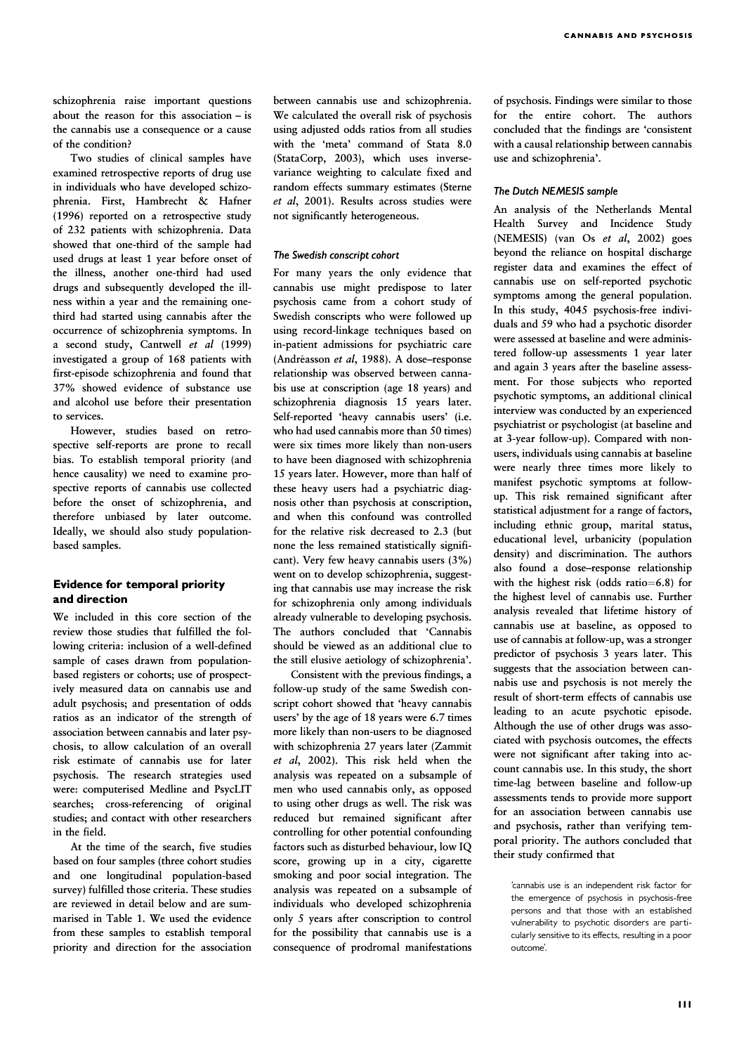schizophrenia raise important questions about the reason for this association – is the cannabis use a consequence or a cause of the condition?

Two studies of clinical samples have examined retrospective reports of drug use in individuals who have developed schizophrenia. First, Hambrecht & Hafner (1996) reported on a retrospective study of 232 patients with schizophrenia. Data showed that one-third of the sample had used drugs at least 1 year before onset of the illness, another one-third had used drugs and subsequently developed the illness within a year and the remaining one-third had started using cannabis after the occurrence of schizophrenia symptoms. In a second study, Cantwell *et al* (1999) investigated a group of 168 patients with first-episode schizophrenia and found that 37% showed evidence of substance use and alcohol use before their presentation to services.

However, studies based on retrospective self-reports are prone to recall bias. To establish temporal priority (and hence causality) we need to examine prospective reports of cannabis use collected before the onset of schizophrenia, and therefore unbiased by later outcome. Ideally, we should also study population-based samples.

## Evidence for temporal priority and direction

We included in this core section of the review those studies that fulfilled the following criteria: inclusion of a well-defined sample of cases drawn from population-based registers or cohorts; use of prospectively measured data on cannabis use and adult psychosis; and presentation of odds ratios as an indicator of the strength of association between cannabis and later psychosis, to allow calculation of an overall risk estimate of cannabis use for later psychosis. The research strategies used were: computerised Medline and PsycLIT searches; cross-referencing of original studies; and contact with other researchers in the field.

At the time of the search, five studies based on four samples (three cohort studies and one longitudinal population-based survey) fulfilled those criteria. These studies are reviewed in detail below and are summarised in Table 1. We used the evidence from these samples to establish temporal priority and direction for the association between cannabis use and schizophrenia. We calculated the overall risk of psychosis using adjusted odds ratios from all studies with the 'meta' command of Stata 8.0 (StataCorp, 2003), which uses inverse-variance weighting to calculate fixed and random effects summary estimates (Sterne *et al*, 2001). Results across studies were not significantly heterogeneous.

### *The Swedish conscript cohort*

For many years the only evidence that cannabis use might predispose to later psychosis came from a cohort study of Swedish conscripts who were followed up using record-linkage techniques based on in-patient admissions for psychiatric care (Andréasson *et al*, 1988). A dose–response relationship was observed between cannabis use at conscription (age 18 years) and schizophrenia diagnosis 15 years later. Self-reported 'heavy cannabis users' (i.e. who had used cannabis more than 50 times) were six times more likely than non-users to have been diagnosed with schizophrenia 15 years later. However, more than half of these heavy users had a psychiatric diagnosis other than psychosis at conscription, and when this confound was controlled for the relative risk decreased to 2.3 (but none the less remained statistically significant). Very few heavy cannabis users (3%) went on to develop schizophrenia, suggesting that cannabis use may increase the risk for schizophrenia only among individuals already vulnerable to developing psychosis. The authors concluded that 'Cannabis should be viewed as an additional clue to the still elusive aetiology of schizophrenia'.

Consistent with the previous findings, a follow-up study of the same Swedish conscript cohort showed that 'heavy cannabis users' by the age of 18 years were 6.7 times more likely than non-users to be diagnosed with schizophrenia 27 years later (Zammit *et al*, 2002). This risk held when the analysis was repeated on a subsample of men who used cannabis only, as opposed to using other drugs as well. The risk was reduced but remained significant after controlling for other potential confounding factors such as disturbed behaviour, low IQ score, growing up in a city, cigarette smoking and poor social integration. The analysis was repeated on a subsample of individuals who developed schizophrenia only 5 years after conscription to control for the possibility that cannabis use is a consequence of prodromal manifestations of psychosis. Findings were similar to those for the entire cohort. The authors concluded that the findings are 'consistent with a causal relationship between cannabis use and schizophrenia'.

### *The Dutch NEMESIS sample*

An analysis of the Netherlands Mental Health Survey and Incidence Study (NEMESIS) (van Os *et al*, 2002) goes beyond the reliance on hospital discharge register data and examines the effect of cannabis use on self-reported psychotic symptoms among the general population. In this study, 4045 psychosis-free individuals and 59 who had a psychotic disorder were assessed at baseline and were administered follow-up assessments 1 year later and again 3 years after the baseline assessment. For those subjects who reported psychotic symptoms, an additional clinical interview was conducted by an experienced psychiatrist or psychologist (at baseline and at 3-year follow-up). Compared with non-users, individuals using cannabis at baseline were nearly three times more likely to manifest psychotic symptoms at follow-up. This risk remained significant after statistical adjustment for a range of factors, including ethnic group, marital status, educational level, urbanicity (population density) and discrimination. The authors also found a dose–response relationship with the highest risk (odds ratio=6.8) for the highest level of cannabis use. Further analysis revealed that lifetime history of cannabis use at baseline, as opposed to use of cannabis at follow-up, was a stronger predictor of psychosis 3 years later. This suggests that the association between cannabis use and psychosis is not merely the result of short-term effects of cannabis use leading to an acute psychotic episode. Although the use of other drugs was associated with psychosis outcomes, the effects were not significant after taking into account cannabis use. In this study, the short time-lag between baseline and follow-up assessments tends to provide more support for an association between cannabis use and psychosis, rather than verifying temporal priority. The authors concluded that their study confirmed that

> 'cannabis use is an independent risk factor for the emergence of psychosis in psychosis-free persons and that those with an established vulnerability to psychotic disorders are particularly sensitive to its effects, resulting in a poor outcome'.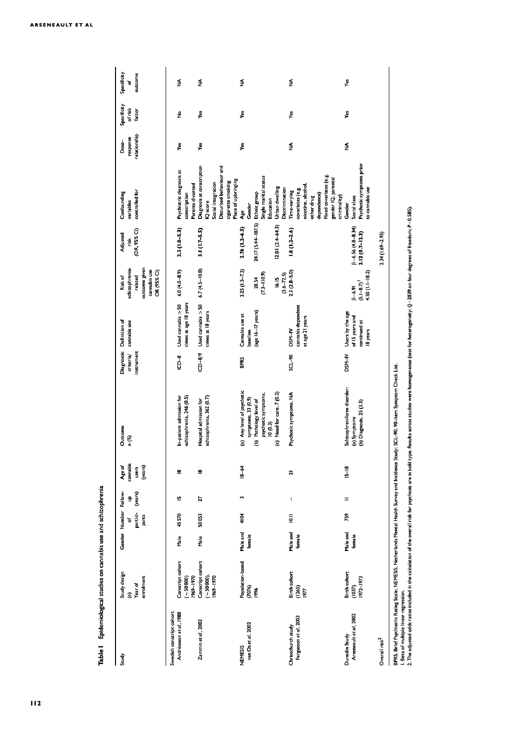**Table 1** Epidemiological studies on cannabis use and schizophrenia

| Study | Study design (*n*) Year of enrolment | Gender | Number of partici-pants | Follow-up (years) | Age of cannabis users (years) | Outcome *n* (%) | Diagnostic criteria/ instrument | Definition of cannabis use | Risk of schizophrenia-related outcome given cannabis use OR (95% CI) | Adjusted risk (OR, 95% CI) | Confounding variables controlled for | Dose–response relationship | Specificity of risk factor | Specificity of outcome |
|---|---|---|---|---|---|---|---|---|---|---|---|---|---|---|
| Swedish conscript cohort Andréasson *et al*, 1988 | Conscript cohort (~50 000) 1969–1970 | Male | 45 570 | 15 | 18 | In-patient admission for schizophrenia, 246 (0.5) | ICD–8 | Used cannabis >50 times at age 18 years | 6.0 (4.0–8.9) | **2.3 (1.0–5.3)** | Psychiatric diagnosis at conscription; Parents divorced | Yes | No | NA |
| Zammit *et al*, 2002 | Conscript cohort (~50 000), 1969–1970 | Male | 50 053 | 27 | 18 | Hospital admission for schizophrenia, 362 (0.7) | ICD–8/9 | Used cannabis >50 times at 18 years | 6.7 (4.5–10.0) | **3.1 (1.7–5.5)** | Diagnosis at conscription; IQ score; Social integration; Disturbed behaviour and cigarette smoking; Place of upbringing | Yes | Yes | NA |
| NEMESIS van Os *et al*, 2002 | Population-based (7076) 1996 | Male and female | 4104 | 3 | 18–64 | (a) Any level of psychotic symptoms, 33 (0.9) (b) Pathology level of psychotic symptoms, 10 (0.3) (c) Need for care, 7 (0.2) | BPRS | Cannabis use at baseline (age 16–17 years) | 3.25 (1.5–7.2) 28.54 (7.3–110.9) 16.15 (3.6–72.5) | **2.76 (1.2–6.5)** 24.17 (5.44–107.5) 12.01 (2.4–64.3) | Age; Gender; Ethnic group; Single marital status; Education; Urban dwelling; Discrimination | Yes | Yes | NA |
| Christchurch study Fergusson *et al*, 2003 | Birth cohort (1265) 1977 | Male and female | 1011 | – | 21 | Psychotic symptoms, NA | SCL–90 | DSM–IV cannabis dependent at age 21 years | 2.3 (2.8–5.0) | **1.8 (1.2–2.6)** | Time-varying covariates (e.g. nicotine, alcohol, other drug dependence); Fixed covariates (e.g. gender IQ, parental criminality) | NA | Yes | NA |
| Dunedin Study Arseneault *et al*, 2002 | Birth cohort (1037) 1972–1973 | Male and female | 759 | 11 | 15–18 | Schizophreniform disorder: (a) Symptoms (b) Diagnosis, 25 (3.3) | DSM–IV | Users by the age of 15 years and continued at 18 years | β=6.91 (5.1–8.7)[1] 4.50 (1.1–18.2) | β=6.56 (4.8–8.34) **3.12 (0.7–13.3)** | Gender; Social class; Psychotic symptoms prior to cannabis use | NA | Yes | Yes |
| Overall risk[2] | | | | | | | | | | 2.34 (1.69–2.95) | | | | |

BPRS, Brief Psychiatric Rating Scale; NEMESIS, Netherlands Mental Health Survey and Incidence Study; SCL–90, 90-item Symptom Check List.
1. Beta of multiple linear regression.
2. The adjusted odds ratios included in the calculation of the overall risk for psychosis are in bold type. Results across studies were homogeneous (test for heterogeneity: Q=2839 on four degrees of freedom; P=0.585).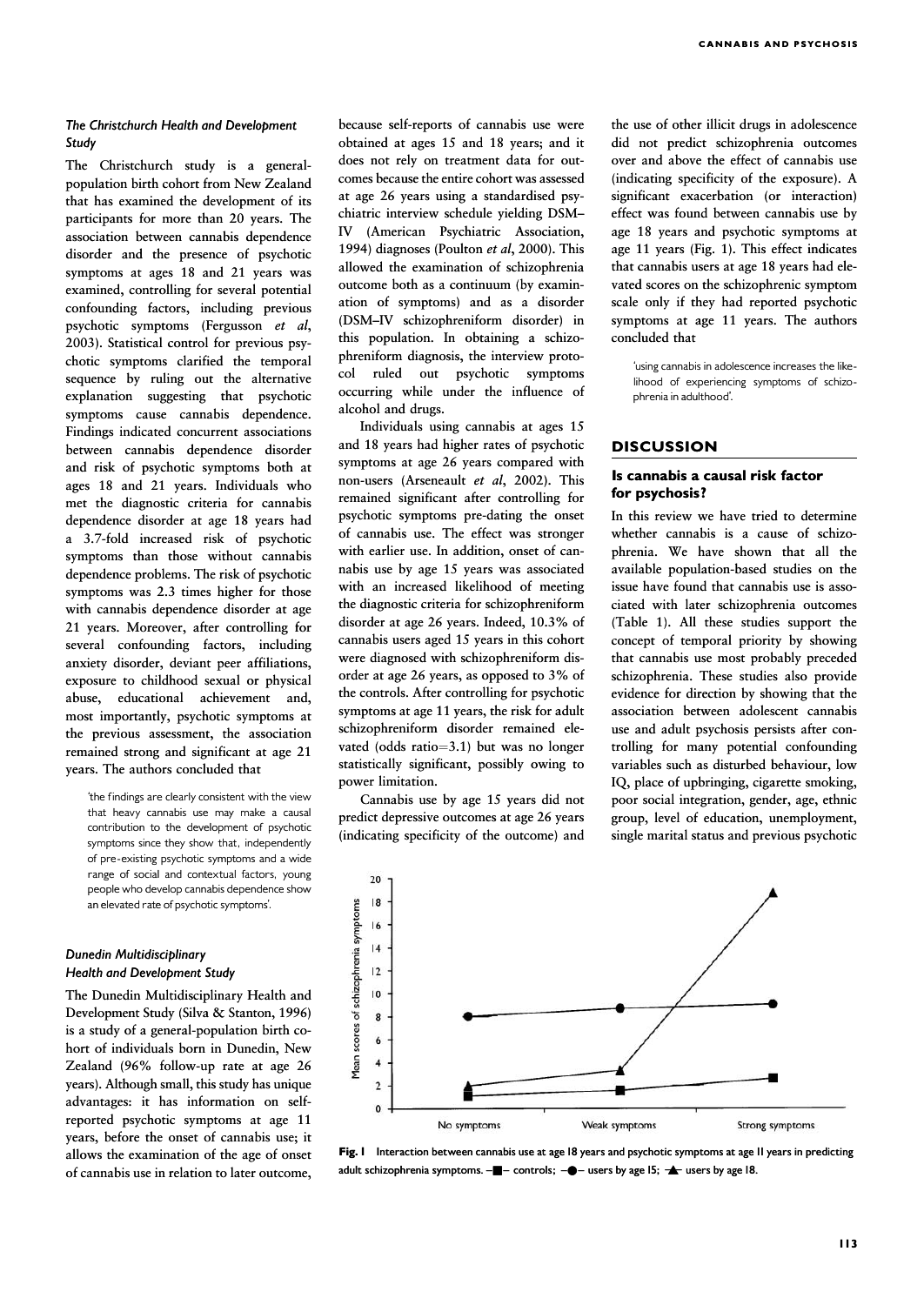### *The Christchurch Health and Development Study*

The Christchurch study is a general-population birth cohort from New Zealand that has examined the development of its participants for more than 20 years. The association between cannabis dependence disorder and the presence of psychotic symptoms at ages 18 and 21 years was examined, controlling for several potential confounding factors, including previous psychotic symptoms (Fergusson *et al*, 2003). Statistical control for previous psychotic symptoms clarified the temporal sequence by ruling out the alternative explanation suggesting that psychotic symptoms cause cannabis dependence. Findings indicated concurrent associations between cannabis dependence disorder and risk of psychotic symptoms both at ages 18 and 21 years. Individuals who met the diagnostic criteria for cannabis dependence disorder at age 18 years had a 3.7-fold increased risk of psychotic symptoms than those without cannabis dependence problems. The risk of psychotic symptoms was 2.3 times higher for those with cannabis dependence disorder at age 21 years. Moreover, after controlling for several confounding factors, including anxiety disorder, deviant peer affiliations, exposure to childhood sexual or physical abuse, educational achievement and, most importantly, psychotic symptoms at the previous assessment, the association remained strong and significant at age 21 years. The authors concluded that

> 'the findings are clearly consistent with the view that heavy cannabis use may make a causal contribution to the development of psychotic symptoms since they show that, independently of pre-existing psychotic symptoms and a wide range of social and contextual factors, young people who develop cannabis dependence show an elevated rate of psychotic symptoms'.

### *Dunedin Multidisciplinary Health and Development Study*

The Dunedin Multidisciplinary Health and Development Study (Silva & Stanton, 1996) is a study of a general-population birth cohort of individuals born in Dunedin, New Zealand (96% follow-up rate at age 26 years). Although small, this study has unique advantages: it has information on self-reported psychotic symptoms at age 11 years, before the onset of cannabis use; it allows the examination of the age of onset of cannabis use in relation to later outcome, because self-reports of cannabis use were obtained at ages 15 and 18 years; and it does not rely on treatment data for outcomes because the entire cohort was assessed at age 26 years using a standardised psychiatric interview schedule yielding DSM–IV (American Psychiatric Association, 1994) diagnoses (Poulton *et al*, 2000). This allowed the examination of schizophrenia outcome both as a continuum (by examination of symptoms) and as a disorder (DSM–IV schizophreniform disorder) in this population. In obtaining a schizophreniform diagnosis, the interview protocol ruled out psychotic symptoms occurring while under the influence of alcohol and drugs.

Individuals using cannabis at ages 15 and 18 years had higher rates of psychotic symptoms at age 26 years compared with non-users (Arseneault *et al*, 2002). This remained significant after controlling for psychotic symptoms pre-dating the onset of cannabis use. The effect was stronger with earlier use. In addition, onset of cannabis use by age 15 years was associated with an increased likelihood of meeting the diagnostic criteria for schizophreniform disorder at age 26 years. Indeed, 10.3% of cannabis users aged 15 years in this cohort were diagnosed with schizophreniform disorder at age 26 years, as opposed to 3% of the controls. After controlling for psychotic symptoms at age 11 years, the risk for adult schizophreniform disorder remained elevated (odds ratio=3.1) but was no longer statistically significant, possibly owing to power limitation.

Cannabis use by age 15 years did not predict depressive outcomes at age 26 years (indicating specificity of the outcome) and the use of other illicit drugs in adolescence did not predict schizophrenia outcomes over and above the effect of cannabis use (indicating specificity of the exposure). A significant exacerbation (or interaction) effect was found between cannabis use by age 18 years and psychotic symptoms at age 11 years (Fig. 1). This effect indicates that cannabis users at age 18 years had elevated scores on the schizophrenic symptom scale only if they had reported psychotic symptoms at age 11 years. The authors concluded that

> 'using cannabis in adolescence increases the likelihood of experiencing symptoms of schizophrenia in adulthood'.

## DISCUSSION

### Is cannabis a causal risk factor for psychosis?

In this review we have tried to determine whether cannabis is a cause of schizophrenia. We have shown that all the available population-based studies on the issue have found that cannabis use is associated with later schizophrenia outcomes (Table 1). All these studies support the concept of temporal priority by showing that cannabis use most probably preceded schizophrenia. These studies also provide evidence for direction by showing that the association between adolescent cannabis use and adult psychosis persists after controlling for many potential confounding variables such as disturbed behaviour, low IQ, place of upbringing, cigarette smoking, poor social integration, gender, age, ethnic group, level of education, unemployment, single marital status and previous psychotic

Mean scores of schizophrenia symptoms
20
18
16
14
12
10
8
6
4
2
0
No symptoms
Weak symptoms
Strong symptoms

**Fig. 1** Interaction between cannabis use at age 18 years and psychotic symptoms at age 11 years in predicting adult schizophrenia symptoms. –■– controls; –●– users by age 15; –▲– users by age 18.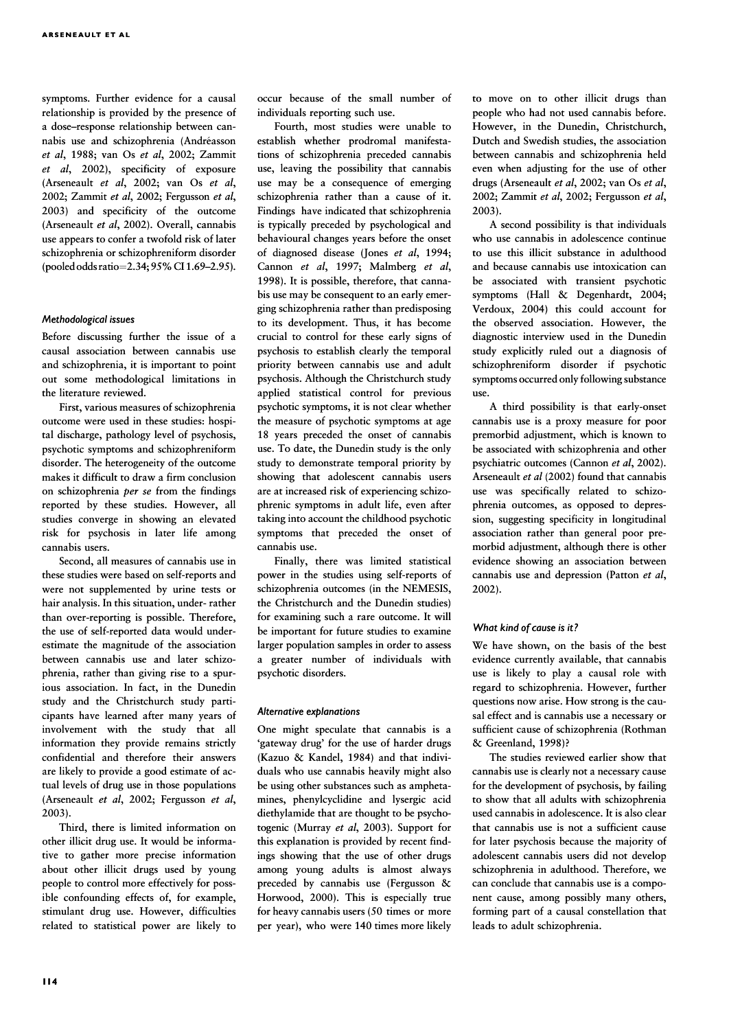symptoms. Further evidence for a causal relationship is provided by the presence of a dose–response relationship between cannabis use and schizophrenia (Andréasson *et al*, 1988; van Os *et al*, 2002; Zammit *et al*, 2002), specificity of exposure (Arseneault *et al*, 2002; van Os *et al*, 2002; Zammit *et al*, 2002; Fergusson *et al*, 2003) and specificity of the outcome (Arseneault *et al*, 2002). Overall, cannabis use appears to confer a twofold risk of later schizophrenia or schizophreniform disorder (pooled odds ratio=2.34; 95% CI 1.69–2.95).

### *Methodological issues*

Before discussing further the issue of a causal association between cannabis use and schizophrenia, it is important to point out some methodological limitations in the literature reviewed.

First, various measures of schizophrenia outcome were used in these studies: hospital discharge, pathology level of psychosis, psychotic symptoms and schizophreniform disorder. The heterogeneity of the outcome makes it difficult to draw a firm conclusion on schizophrenia *per se* from the findings reported by these studies. However, all studies converge in showing an elevated risk for psychosis in later life among cannabis users.

Second, all measures of cannabis use in these studies were based on self-reports and were not supplemented by urine tests or hair analysis. In this situation, under- rather than over-reporting is possible. Therefore, the use of self-reported data would underestimate the magnitude of the association between cannabis use and later schizophrenia, rather than giving rise to a spurious association. In fact, in the Dunedin study and the Christchurch study participants have learned after many years of involvement with the study that all information they provide remains strictly confidential and therefore their answers are likely to provide a good estimate of actual levels of drug use in those populations (Arseneault *et al*, 2002; Fergusson *et al*, 2003).

Third, there is limited information on other illicit drug use. It would be informative to gather more precise information about other illicit drugs used by young people to control more effectively for possible confounding effects of, for example, stimulant drug use. However, difficulties related to statistical power are likely to occur because of the small number of individuals reporting such use.

Fourth, most studies were unable to establish whether prodromal manifestations of schizophrenia preceded cannabis use, leaving the possibility that cannabis use may be a consequence of emerging schizophrenia rather than a cause of it. Findings have indicated that schizophrenia is typically preceded by psychological and behavioural changes years before the onset of diagnosed disease (Jones *et al*, 1994; Cannon *et al*, 1997; Malmberg *et al*, 1998). It is possible, therefore, that cannabis use may be consequent to an early emerging schizophrenia rather than predisposing to its development. Thus, it has become crucial to control for these early signs of psychosis to establish clearly the temporal priority between cannabis use and adult psychosis. Although the Christchurch study applied statistical control for previous psychotic symptoms, it is not clear whether the measure of psychotic symptoms at age 18 years preceded the onset of cannabis use. To date, the Dunedin study is the only study to demonstrate temporal priority by showing that adolescent cannabis users are at increased risk of experiencing schizophrenic symptoms in adult life, even after taking into account the childhood psychotic symptoms that preceded the onset of cannabis use.

Finally, there was limited statistical power in the studies using self-reports of schizophrenia outcomes (in the NEMESIS, the Christchurch and the Dunedin studies) for examining such a rare outcome. It will be important for future studies to examine larger population samples in order to assess a greater number of individuals with psychotic disorders.

### *Alternative explanations*

One might speculate that cannabis is a 'gateway drug' for the use of harder drugs (Kazuo & Kandel, 1984) and that individuals who use cannabis heavily might also be using other substances such as amphetamines, phenylcyclidine and lysergic acid diethylamide that are thought to be psychotogenic (Murray *et al*, 2003). Support for this explanation is provided by recent findings showing that the use of other drugs among young adults is almost always preceded by cannabis use (Fergusson & Horwood, 2000). This is especially true for heavy cannabis users (50 times or more per year), who were 140 times more likely to move on to other illicit drugs than people who had not used cannabis before. However, in the Dunedin, Christchurch, Dutch and Swedish studies, the association between cannabis and schizophrenia held even when adjusting for the use of other drugs (Arseneault *et al*, 2002; van Os *et al*, 2002; Zammit *et al*, 2002; Fergusson *et al*, 2003).

A second possibility is that individuals who use cannabis in adolescence continue to use this illicit substance in adulthood and because cannabis use intoxication can be associated with transient psychotic symptoms (Hall & Degenhardt, 2004; Verdoux, 2004) this could account for the observed association. However, the diagnostic interview used in the Dunedin study explicitly ruled out a diagnosis of schizophreniform disorder if psychotic symptoms occurred only following substance use.

A third possibility is that early-onset cannabis use is a proxy measure for poor premorbid adjustment, which is known to be associated with schizophrenia and other psychiatric outcomes (Cannon *et al*, 2002). Arseneault *et al* (2002) found that cannabis use was specifically related to schizophrenia outcomes, as opposed to depression, suggesting specificity in longitudinal association rather than general poor premorbid adjustment, although there is other evidence showing an association between cannabis use and depression (Patton *et al*, 2002).

### *What kind of cause is it?*

We have shown, on the basis of the best evidence currently available, that cannabis use is likely to play a causal role with regard to schizophrenia. However, further questions now arise. How strong is the causal effect and is cannabis use a necessary or sufficient cause of schizophrenia (Rothman & Greenland, 1998)?

The studies reviewed earlier show that cannabis use is clearly not a necessary cause for the development of psychosis, by failing to show that all adults with schizophrenia used cannabis in adolescence. It is also clear that cannabis use is not a sufficient cause for later psychosis because the majority of adolescent cannabis users did not develop schizophrenia in adulthood. Therefore, we can conclude that cannabis use is a component cause, among possibly many others, forming part of a causal constellation that leads to adult schizophrenia.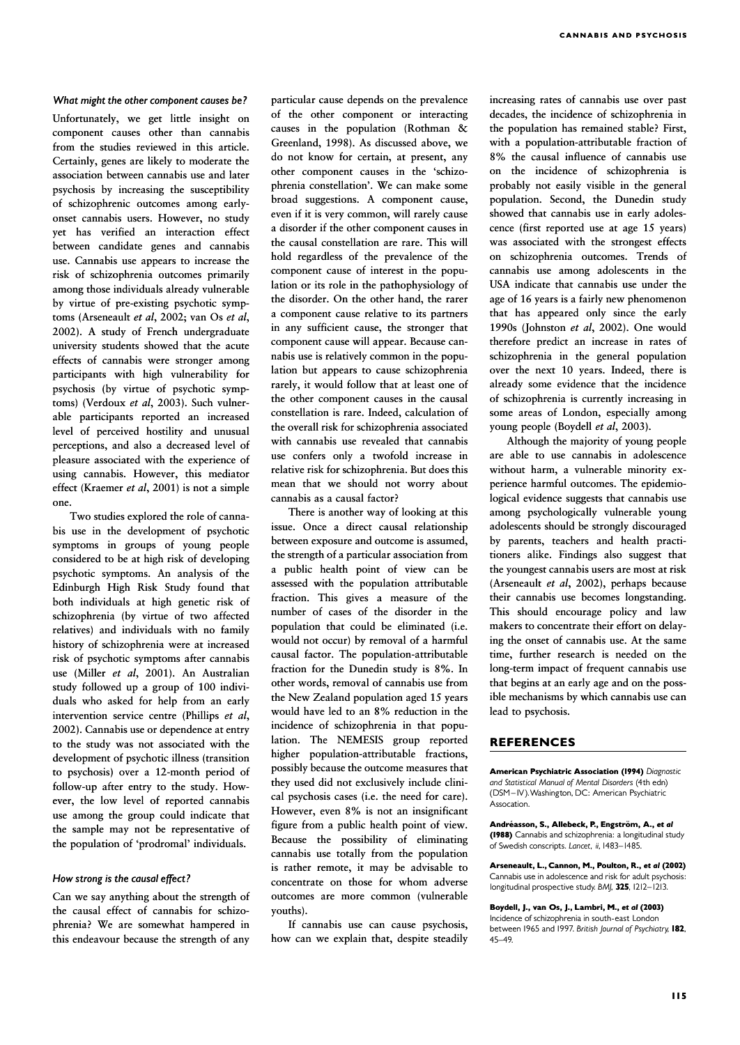*What might the other component causes be?*

Unfortunately, we get little insight on component causes other than cannabis from the studies reviewed in this article. Certainly, genes are likely to moderate the association between cannabis use and later psychosis by increasing the susceptibility of schizophrenic outcomes among early-onset cannabis users. However, no study yet has verified an interaction effect between candidate genes and cannabis use. Cannabis use appears to increase the risk of schizophrenia outcomes primarily among those individuals already vulnerable by virtue of pre-existing psychotic symptoms (Arseneault *et al*, 2002; van Os *et al*, 2002). A study of French undergraduate university students showed that the acute effects of cannabis were stronger among participants with high vulnerability for psychosis (by virtue of psychotic symptoms) (Verdoux *et al*, 2003). Such vulnerable participants reported an increased level of perceived hostility and unusual perceptions, and also a decreased level of pleasure associated with the experience of using cannabis. However, this mediator effect (Kraemer *et al*, 2001) is not a simple one.

Two studies explored the role of cannabis use in the development of psychotic symptoms in groups of young people considered to be at high risk of developing psychotic symptoms. An analysis of the Edinburgh High Risk Study found that both individuals at high genetic risk of schizophrenia (by virtue of two affected relatives) and individuals with no family history of schizophrenia were at increased risk of psychotic symptoms after cannabis use (Miller *et al*, 2001). An Australian study followed up a group of 100 individuals who asked for help from an early intervention service centre (Phillips *et al*, 2002). Cannabis use or dependence at entry to the study was not associated with the development of psychotic illness (transition to psychosis) over a 12-month period of follow-up after entry to the study. However, the low level of reported cannabis use among the group could indicate that the sample may not be representative of the population of 'prodromal' individuals.

*How strong is the causal effect?*

Can we say anything about the strength of the causal effect of cannabis for schizophrenia? We are somewhat hampered in this endeavour because the strength of any particular cause depends on the prevalence of the other component or interacting causes in the population (Rothman & Greenland, 1998). As discussed above, we do not know for certain, at present, any other component causes in the 'schizophrenia constellation'. We can make some broad suggestions. A component cause, even if it is very common, will rarely cause a disorder if the other component causes in the causal constellation are rare. This will hold regardless of the prevalence of the component cause of interest in the population or its role in the pathophysiology of the disorder. On the other hand, the rarer a component cause relative to its partners in any sufficient cause, the stronger that component cause will appear. Because cannabis use is relatively common in the population but appears to cause schizophrenia rarely, it would follow that at least one of the other component causes in the causal constellation is rare. Indeed, calculation of the overall risk for schizophrenia associated with cannabis use revealed that cannabis use confers only a twofold increase in relative risk for schizophrenia. But does this mean that we should not worry about cannabis as a causal factor?

There is another way of looking at this issue. Once a direct causal relationship between exposure and outcome is assumed, the strength of a particular association from a public health point of view can be assessed with the population attributable fraction. This gives a measure of the number of cases of the disorder in the population that could be eliminated (i.e. would not occur) by removal of a harmful causal factor. The population-attributable fraction for the Dunedin study is 8%. In other words, removal of cannabis use from the New Zealand population aged 15 years would have led to an 8% reduction in the incidence of schizophrenia in that population. The NEMESIS group reported higher population-attributable fractions, possibly because the outcome measures that they used did not exclusively include clinical psychosis cases (i.e. the need for care). However, even 8% is not an insignificant figure from a public health point of view. Because the possibility of eliminating cannabis use totally from the population is rather remote, it may be advisable to concentrate on those for whom adverse outcomes are more common (vulnerable youths).

If cannabis use can cause psychosis, how can we explain that, despite steadily increasing rates of cannabis use over past decades, the incidence of schizophrenia in the population has remained stable? First, with a population-attributable fraction of 8% the causal influence of cannabis use on the incidence of schizophrenia is probably not easily visible in the general population. Second, the Dunedin study showed that cannabis use in early adolescence (first reported use at age 15 years) was associated with the strongest effects on schizophrenia outcomes. Trends of cannabis use among adolescents in the USA indicate that cannabis use under the age of 16 years is a fairly new phenomenon that has appeared only since the early 1990s (Johnston *et al*, 2002). One would therefore predict an increase in rates of schizophrenia in the general population over the next 10 years. Indeed, there is already some evidence that the incidence of schizophrenia is currently increasing in some areas of London, especially among young people (Boydell *et al*, 2003).

Although the majority of young people are able to use cannabis in adolescence without harm, a vulnerable minority experience harmful outcomes. The epidemiological evidence suggests that cannabis use among psychologically vulnerable young adolescents should be strongly discouraged by parents, teachers and health practitioners alike. Findings also suggest that the youngest cannabis users are most at risk (Arseneault *et al*, 2002), perhaps because their cannabis use becomes longstanding. This should encourage policy and law makers to concentrate their effort on delaying the onset of cannabis use. At the same time, further research is needed on the long-term impact of frequent cannabis use that begins at an early age and on the possible mechanisms by which cannabis use can lead to psychosis.

## REFERENCES

**American Psychiatric Association (1994)** *Diagnostic and Statistical Manual of Mental Disorders* (4th edn) (DSM–IV). Washington, DC: American Psychiatric Assocation.

**Andréasson, S., Allebeck, P., Engström, A., *et al* (1988)** Cannabis and schizophrenia: a longitudinal study of Swedish conscripts. *Lancet*, *ii*, 1483–1485.

**Arseneault, L., Cannon, M., Poulton, R., *et al* (2002)** Cannabis use in adolescence and risk for adult psychosis: longitudinal prospective study. *BMJ*, **325**, 1212–1213.

**Boydell, J., van Os, J., Lambri, M., *et al* (2003)** Incidence of schizophrenia in south-east London between 1965 and 1997. *British Journal of Psychiatry*, **182**, 45–49.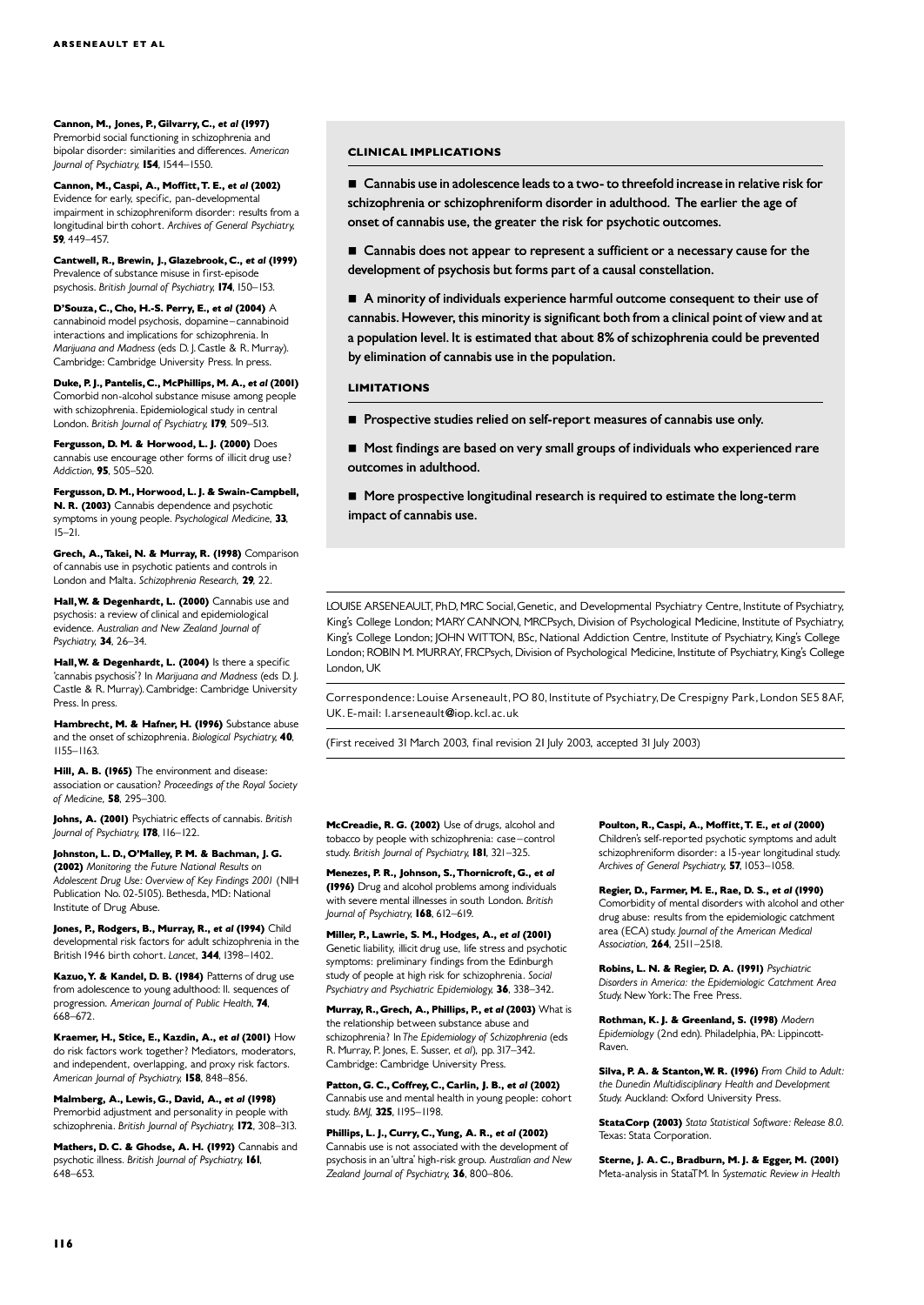**Cannon, M., Jones, P., Gilvarry, C., *et al* (1997)** Premorbid social functioning in schizophrenia and bipolar disorder: similarities and differences. *American Journal of Psychiatry*, **154**, 1544–1550.

**Cannon, M., Caspi, A., Moffitt, T. E., *et al* (2002)** Evidence for early, specific, pan-developmental impairment in schizophreniform disorder: results from a longitudinal birth cohort. *Archives of General Psychiatry*, **59**, 449–457.

**Cantwell, R., Brewin, J., Glazebrook, C., *et al* (1999)** Prevalence of substance misuse in first-episode psychosis. *British Journal of Psychiatry*, **174**, 150–153.

**D'Souza, C., Cho, H.-S. Perry, E., *et al* (2004)** A cannabinoid model psychosis, dopamine–cannabinoid interactions and implications for schizophrenia. In *Marijuana and Madness* (eds D. J. Castle & R. Murray). Cambridge: Cambridge University Press. In press.

**Duke, P. J., Pantelis, C., McPhillips, M. A., *et al* (2001)** Comorbid non-alcohol substance misuse among people with schizophrenia. Epidemiological study in central London. *British Journal of Psychiatry*, **179**, 509–513.

**Fergusson, D. M. & Horwood, L. J. (2000)** Does cannabis use encourage other forms of illicit drug use? *Addiction*, **95**, 505–520.

**Fergusson, D. M., Horwood, L. J. & Swain-Campbell, N. R. (2003)** Cannabis dependence and psychotic symptoms in young people. *Psychological Medicine*, **33**, 15–21.

**Grech, A., Takei, N. & Murray, R. (1998)** Comparison of cannabis use in psychotic patients and controls in London and Malta. *Schizophrenia Research*, **29**, 22.

**Hall, W. & Degenhardt, L. (2000)** Cannabis use and psychosis: a review of clinical and epidemiological evidence. *Australian and New Zealand Journal of Psychiatry*, **34**, 26–34.

**Hall, W. & Degenhardt, L. (2004)** Is there a specific 'cannabis psychosis'? In *Marijuana and Madness* (eds D. J. Castle & R. Murray). Cambridge: Cambridge University Press. In press.

**Hambrecht, M. & Hafner, H. (1996)** Substance abuse and the onset of schizophrenia. *Biological Psychiatry*, **40**, 1155–1163.

**Hill, A. B. (1965)** The environment and disease: association or causation? *Proceedings of the Royal Society of Medicine*, **58**, 295–300.

**Johns, A. (2001)** Psychiatric effects of cannabis. *British Journal of Psychiatry*, **178**, 116–122.

**Johnston, L. D., O'Malley, P. M. & Bachman, J. G. (2002)** *Monitoring the Future National Results on Adolescent Drug Use: Overview of Key Findings 2001* (NIH Publication No. 02-5105). Bethesda, MD: National Institute of Drug Abuse.

**Jones, P., Rodgers, B., Murray, R., *et al* (1994)** Child developmental risk factors for adult schizophrenia in the British 1946 birth cohort. *Lancet*, **344**, 1398–1402.

**Kazuo, Y. & Kandel, D. B. (1984)** Patterns of drug use from adolescence to young adulthood: II. sequences of progression. *American Journal of Public Health*, **74**, 668–672.

**Kraemer, H., Stice, E., Kazdin, A., *et al* (2001)** How do risk factors work together? Mediators, moderators, and independent, overlapping, and proxy risk factors. *American Journal of Psychiatry*, **158**, 848–856.

**Malmberg, A., Lewis, G., David, A., *et al* (1998)** Premorbid adjustment and personality in people with schizophrenia. *British Journal of Psychiatry*, **172**, 308–313.

**Mathers, D. C. & Ghodse, A. H. (1992)** Cannabis and psychotic illness. *British Journal of Psychiatry*, **161**, 648–653.

### CLINICAL IMPLICATIONS

- Cannabis use in adolescence leads to a two- to threefold increase in relative risk for schizophrenia or schizophreniform disorder in adulthood. The earlier the age of onset of cannabis use, the greater the risk for psychotic outcomes.
- Cannabis does not appear to represent a sufficient or a necessary cause for the development of psychosis but forms part of a causal constellation.
- A minority of individuals experience harmful outcome consequent to their use of cannabis. However, this minority is significant both from a clinical point of view and at a population level. It is estimated that about 8% of schizophrenia could be prevented by elimination of cannabis use in the population.

### LIMITATIONS

- Prospective studies relied on self-report measures of cannabis use only.
- Most findings are based on very small groups of individuals who experienced rare outcomes in adulthood.
- More prospective longitudinal research is required to estimate the long-term impact of cannabis use.

LOUISE ARSENEAULT, PhD, MRC Social, Genetic, and Developmental Psychiatry Centre, Institute of Psychiatry, King's College London; MARY CANNON, MRCPsych, Division of Psychological Medicine, Institute of Psychiatry, King's College London; JOHN WITTON, BSc, National Addiction Centre, Institute of Psychiatry, King's College London; ROBIN M. MURRAY, FRCPsych, Division of Psychological Medicine, Institute of Psychiatry, King's College London, UK

Correspondence: Louise Arseneault, PO 80, Institute of Psychiatry, De Crespigny Park, London SE5 8AF, UK. E-mail: l.arseneault@iop.kcl.ac.uk

(First received 31 March 2003, final revision 21 July 2003, accepted 31 July 2003)

**McCreadie, R. G. (2002)** Use of drugs, alcohol and tobacco by people with schizophrenia: case–control study. *British Journal of Psychiatry*, **181**, 321–325.

**Menezes, P. R., Johnson, S., Thornicroft, G., *et al* (1996)** Drug and alcohol problems among individuals with severe mental illnesses in south London. *British Journal of Psychiatry*, **168**, 612–619.

**Miller, P., Lawrie, S. M., Hodges, A., *et al* (2001)** Genetic liability, illicit drug use, life stress and psychotic symptoms: preliminary findings from the Edinburgh study of people at high risk for schizophrenia. *Social Psychiatry and Psychiatric Epidemiology*, **36**, 338–342.

**Murray, R., Grech, A., Phillips, P., *et al* (2003)** What is the relationship between substance abuse and schizophrenia? In *The Epidemiology of Schizophrenia* (eds R. Murray, P. Jones, E. Susser, *et al*), pp. 317–342. Cambridge: Cambridge University Press.

**Patton, G. C., Coffey, C., Carlin, J. B., *et al* (2002)** Cannabis use and mental health in young people: cohort study. *BMJ*, **325**, 1195–1198.

**Phillips, L. J., Curry, C., Yung, A. R., *et al* (2002)** Cannabis use is not associated with the development of psychosis in an 'ultra' high-risk group. *Australian and New Zealand Journal of Psychiatry*, **36**, 800–806.

**Poulton, R., Caspi, A., Moffitt, T. E., *et al* (2000)** Children's self-reported psychotic symptoms and adult schizophreniform disorder: a 15-year longitudinal study. *Archives of General Psychiatry*, **57**, 1053–1058.

**Regier, D., Farmer, M. E., Rae, D. S., *et al* (1990)** Comorbidity of mental disorders with alcohol and other drug abuse: results from the epidemiologic catchment area (ECA) study. *Journal of the American Medical Association*, **264**, 2511–2518.

**Robins, L. N. & Regier, D. A. (1991)** *Psychiatric Disorders in America: the Epidemiologic Catchment Area Study.* New York: The Free Press.

**Rothman, K. J. & Greenland, S. (1998)** *Modern Epidemiology* (2nd edn). Philadelphia, PA: Lippincott-Raven.

**Silva, P. A. & Stanton, W. R. (1996)** *From Child to Adult: the Dunedin Multidisciplinary Health and Development Study.* Auckland: Oxford University Press.

**StataCorp (2003)** *Stata Statistical Software: Release 8.0.* Texas: Stata Corporation.

**Sterne, J. A. C., Bradburn, M. J. & Egger, M. (2001)** Meta-analysis in StataTM. In *Systematic Review in Health*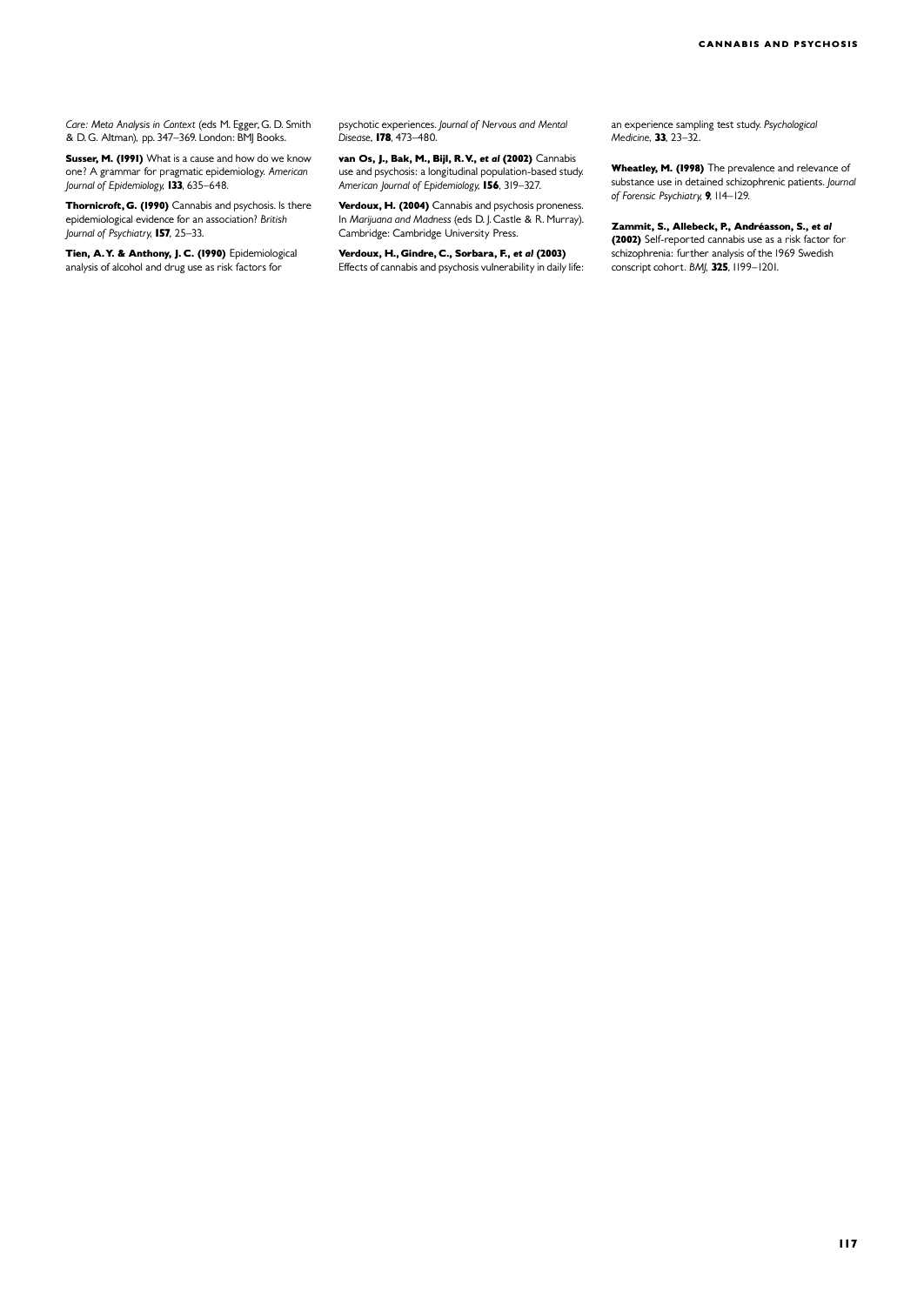*Care: Meta Analysis in Context* (eds M. Egger, G. D. Smith & D. G. Altman), pp. 347–369. London: BMJ Books.

**Susser, M. (1991)** What is a cause and how do we know one? A grammar for pragmatic epidemiology. *American Journal of Epidemiology*, **133**, 635–648.

**Thornicroft, G. (1990)** Cannabis and psychosis. Is there epidemiological evidence for an association? *British Journal of Psychiatry*, **157**, 25–33.

**Tien, A. Y. & Anthony, J. C. (1990)** Epidemiological analysis of alcohol and drug use as risk factors for psychotic experiences. *Journal of Nervous and Mental Disease*, **178**, 473–480.

**van Os, J., Bak, M., Bijl, R. V.,** ***et al*** **(2002)** Cannabis use and psychosis: a longitudinal population-based study. *American Journal of Epidemiology*, **156**, 319–327.

**Verdoux, H. (2004)** Cannabis and psychosis proneness. In *Marijuana and Madness* (eds D. J. Castle & R. Murray). Cambridge: Cambridge University Press.

**Verdoux, H., Gindre, C., Sorbara, F.,** ***et al*** **(2003)** Effects of cannabis and psychosis vulnerability in daily life: an experience sampling test study. *Psychological Medicine*, **33**, 23–32.

**Wheatley, M. (1998)** The prevalence and relevance of substance use in detained schizophrenic patients. *Journal of Forensic Psychiatry*, **9**, 114–129.

**Zammit, S., Allebeck, P., Andréasson, S.,** ***et al*** **(2002)** Self-reported cannabis use as a risk factor for schizophrenia: further analysis of the 1969 Swedish conscript cohort. *BMJ*, **325**, 1199–1201.